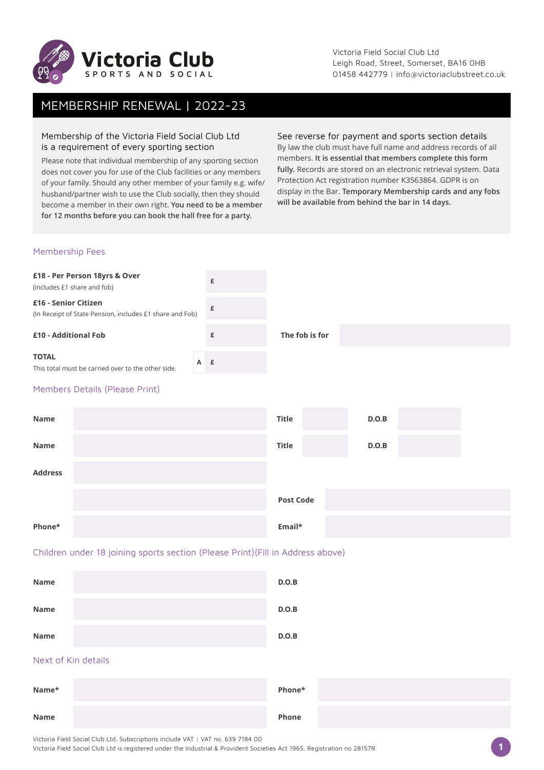# Victoria Club

SPORTS AND SOCIAL

Victoria Field Social Club Ltd
Leigh Road, Street, Somerset, BA16 0HB
01458 442779 | info@victoriaclubstreet.co.uk

## MEMBERSHIP RENEWAL | 2022-23

### Membership of the Victoria Field Social Club Ltd is a requirement of every sporting section

Please note that individual membership of any sporting section does not cover you for use of the Club facilities or any members of your family. Should any other member of your family e.g. wife/husband/partner wish to use the Club socially, then they should become a member in their own right. **You need to be a member for 12 months before you can book the hall free for a party.**

### See reverse for payment and sports section details

By law the club must have full name and address records of all members. **It is essential that members complete this form fully.** Records are stored on an electronic retrieval system. Data Protection Act registration number K3563864. GDPR is on display in the Bar. **Temporary Membership cards and any fobs will be available from behind the bar in 14 days.**

### Membership Fees

| | | | |
|---|---|---|---|
| **£18 - Per Person 18yrs & Over** (includes £1 share and fob) | £ | | |
| **£16 - Senior Citizen** (In Receipt of State Pension, includes £1 share and Fob) | £ | | |
| **£10 - Additional Fob** | £ | **The fob is for** | |
| **TOTAL** This total must be carried over to the other side. | A £ | | |

### Members Details (Please Print)

| | | | | | |
|---|---|---|---|---|---|
| **Name** | | **Title** | | **D.O.B** | |
| **Name** | | **Title** | | **D.O.B** | |
| **Address** | | | | | |
| | | **Post Code** | | | |
| **Phone*** | | **Email*** | | | |

### Children under 18 joining sports section (Please Print)(Fill in Address above)

| | | | |
|---|---|---|---|
| **Name** | | **D.O.B** | |
| **Name** | | **D.O.B** | |
| **Name** | | **D.O.B** | |

### Next of Kin details

| | | | |
|---|---|---|---|
| **Name*** | | **Phone*** | |
| **Name** | | **Phone** | |

Victoria Field Social Club Ltd. Subscriptions include VAT | VAT no. 639 7184 00
Victoria Field Social Club Ltd is registered under the Industrial & Provident Societies Act 1965. Registration no 28157R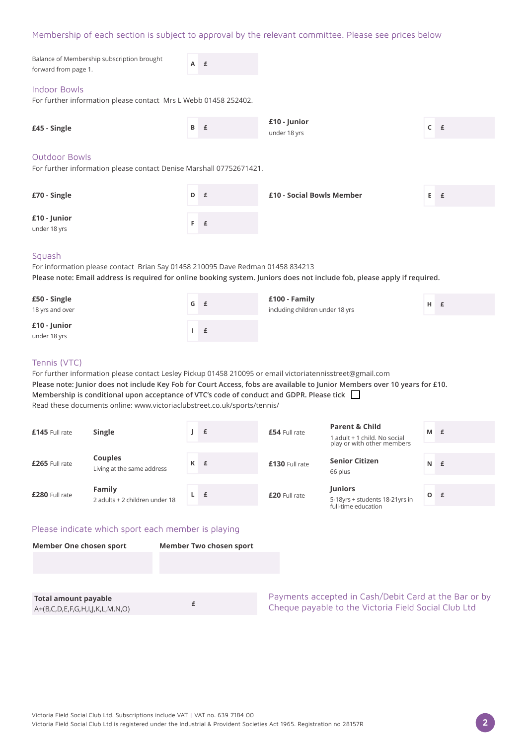Membership of each section is subject to approval by the relevant committee. Please see prices below

| | | |
|---|---|---|
| Balance of Membership subscription brought forward from page 1. | A | £ |

## Indoor Bowls

For further information please contact Mrs L Webb 01458 252402.

| | | | | | |
|---|---|---|---|---|---|
| **£45 - Single** | B | £ | **£10 - Junior** under 18 yrs | C | £ |

## Outdoor Bowls

For further information please contact Denise Marshall 07752671421.

| | | | | | |
|---|---|---|---|---|---|
| **£70 - Single** | D | £ | **£10 - Social Bowls Member** | E | £ |
| **£10 - Junior** under 18 yrs | F | £ | | | |

## Squash

For information please contact Brian Say 01458 210095 Dave Redman 01458 834213

**Please note: Email address is required for online booking system. Juniors does not include fob, please apply if required.**

| | | | | | |
|---|---|---|---|---|---|
| **£50 - Single** 18 yrs and over | G | £ | **£100 - Family** including children under 18 yrs | H | £ |
| **£10 - Junior** under 18 yrs | I | £ | | | |

## Tennis (VTC)

For further information please contact Lesley Pickup 01458 210095 or email victoriatennisstreet@gmail.com

**Please note: Junior does not include Key Fob for Court Access, fobs are available to Junior Members over 10 years for £10.**

**Membership is conditional upon acceptance of VTC's code of conduct and GDPR. Please tick** ☐

Read these documents online: www.victoriaclubstreet.co.uk/sports/tennis/

| | | | | | | | |
|---|---|---|---|---|---|---|---|
| **£145** Full rate | **Single** | J | £ | **£54** Full rate | **Parent & Child** 1 adult + 1 child. No social play or with other members | M | £ |
| **£265** Full rate | **Couples** Living at the same address | K | £ | **£130** Full rate | **Senior Citizen** 66 plus | N | £ |
| **£280** Full rate | **Family** 2 adults + 2 children under 18 | L | £ | **£20** Full rate | **Juniors** 5-18yrs + students 18-21yrs in full-time education | O | £ |

## Please indicate which sport each member is playing

| **Member One chosen sport** | **Member Two chosen sport** |
|---|---|
| | |

| | |
|---|---|
| **Total amount payable** A+(B,C,D,E,F,G,H,I,J,K,L,M,N,O) | £ |

Payments accepted in Cash/Debit Card at the Bar or by Cheque payable to the Victoria Field Social Club Ltd

Victoria Field Social Club Ltd. Subscriptions include VAT | VAT no. 639 7184 00

Victoria Field Social Club Ltd is registered under the Industrial & Provident Societies Act 1965. Registration no 28157R